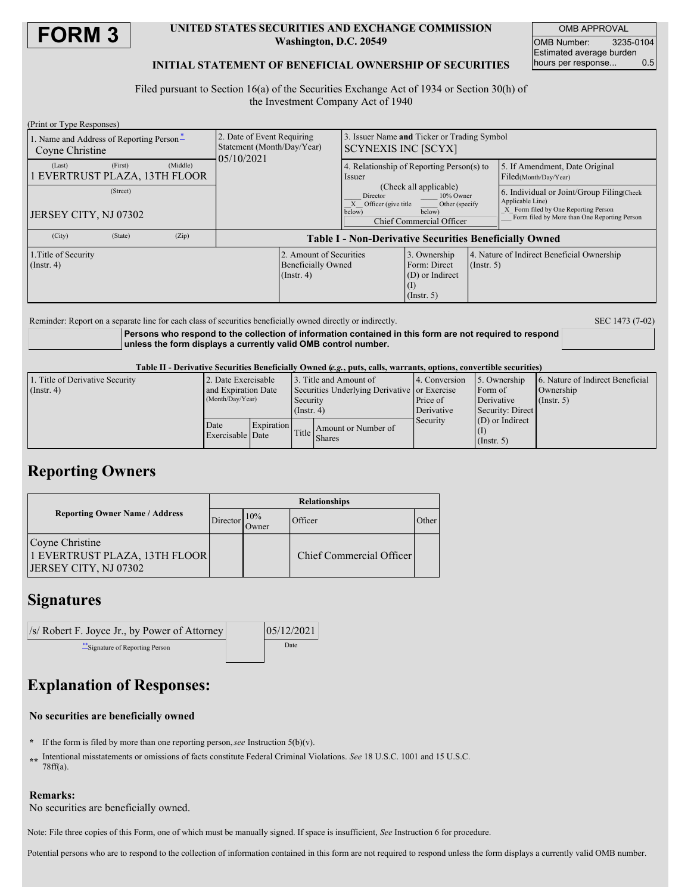# FORM 3

**UNITED STATES SECURITIES AND EXCHANGE COMMISSION**
**Washington, D.C. 20549**

**INITIAL STATEMENT OF BENEFICIAL OWNERSHIP OF SECURITIES**

| OMB APPROVAL | |
|---|---|
| OMB Number: | 3235-0104 |
| Estimated average burden hours per response... | 0.5 |

Filed pursuant to Section 16(a) of the Securities Exchange Act of 1934 or Section 30(h) of the Investment Company Act of 1940

(Print or Type Responses)

| 1. Name and Address of Reporting Person* | 2. Date of Event Requiring Statement (Month/Day/Year) | 3. Issuer Name and Ticker or Trading Symbol |
|---|---|---|
| Coyne Christine<br>(Last) (First) (Middle)<br>1 EVERTRUST PLAZA, 13TH FLOOR<br>(Street)<br>JERSEY CITY, NJ 07302<br>(City) (State) (Zip) | 05/10/2021 | SCYNEXIS INC [SCYX] |

4. Relationship of Reporting Person(s) to Issuer (Check all applicable)
___ Director ___ 10% Owner
_X_ Officer (give title below) ___ Other (specify below)
Chief Commercial Officer

5. If Amendment, Date Original Filed(Month/Day/Year)

6. Individual or Joint/Group Filing(Check Applicable Line)
_X_ Form filed by One Reporting Person
___ Form filed by More than One Reporting Person

**Table I - Non-Derivative Securities Beneficially Owned**

| 1.Title of Security (Instr. 4) | 2. Amount of Securities Beneficially Owned (Instr. 4) | 3. Ownership Form: Direct (D) or Indirect (I) (Instr. 5) | 4. Nature of Indirect Beneficial Ownership (Instr. 5) |
|---|---|---|---|

Reminder: Report on a separate line for each class of securities beneficially owned directly or indirectly.

SEC 1473 (7-02)

**Persons who respond to the collection of information contained in this form are not required to respond unless the form displays a currently valid OMB control number.**

**Table II - Derivative Securities Beneficially Owned (*e.g.*, puts, calls, warrants, options, convertible securities)**

| 1. Title of Derivative Security (Instr. 4) | 2. Date Exercisable and Expiration Date (Month/Day/Year) | | 3. Title and Amount of Securities Underlying Derivative Security (Instr. 4) | | 4. Conversion or Exercise Price of Derivative Security | 5. Ownership Form of Derivative Security: Direct (D) or Indirect (I) (Instr. 5) | 6. Nature of Indirect Beneficial Ownership (Instr. 5) |
|---|---|---|---|---|---|---|---|
| | Date Exercisable | Expiration Date | Title | Amount or Number of Shares | | | |

## Reporting Owners

| Reporting Owner Name / Address | Relationships | | | |
|---|---|---|---|---|
| | Director | 10% Owner | Officer | Other |
| Coyne Christine<br>1 EVERTRUST PLAZA, 13TH FLOOR<br>JERSEY CITY, NJ 07302 | | | Chief Commercial Officer | |

## Signatures

| /s/ Robert F. Joyce Jr., by Power of Attorney | 05/12/2021 |
|---|---|
| **Signature of Reporting Person | Date |

## Explanation of Responses:

**No securities are beneficially owned**

\* If the form is filed by more than one reporting person, *see* Instruction 5(b)(v).

\*\* Intentional misstatements or omissions of facts constitute Federal Criminal Violations. *See* 18 U.S.C. 1001 and 15 U.S.C. 78ff(a).

**Remarks:**
No securities are beneficially owned.

Note: File three copies of this Form, one of which must be manually signed. If space is insufficient, *See* Instruction 6 for procedure.

Potential persons who are to respond to the collection of information contained in this form are not required to respond unless the form displays a currently valid OMB number.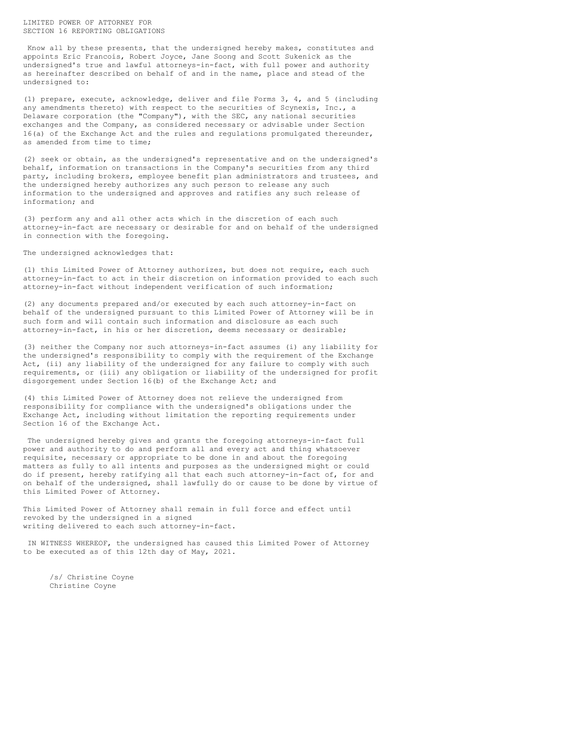# LIMITED POWER OF ATTORNEY FOR SECTION 16 REPORTING OBLIGATIONS

Know all by these presents, that the undersigned hereby makes, constitutes and appoints Eric Francois, Robert Joyce, Jane Soong and Scott Sukenick as the undersigned's true and lawful attorneys-in-fact, with full power and authority as hereinafter described on behalf of and in the name, place and stead of the undersigned to:

(1) prepare, execute, acknowledge, deliver and file Forms 3, 4, and 5 (including any amendments thereto) with respect to the securities of Scynexis, Inc., a Delaware corporation (the "Company"), with the SEC, any national securities exchanges and the Company, as considered necessary or advisable under Section 16(a) of the Exchange Act and the rules and regulations promulgated thereunder, as amended from time to time;

(2) seek or obtain, as the undersigned's representative and on the undersigned's behalf, information on transactions in the Company's securities from any third party, including brokers, employee benefit plan administrators and trustees, and the undersigned hereby authorizes any such person to release any such information to the undersigned and approves and ratifies any such release of information; and

(3) perform any and all other acts which in the discretion of each such attorney-in-fact are necessary or desirable for and on behalf of the undersigned in connection with the foregoing.

The undersigned acknowledges that:

(1) this Limited Power of Attorney authorizes, but does not require, each such attorney-in-fact to act in their discretion on information provided to each such attorney-in-fact without independent verification of such information;

(2) any documents prepared and/or executed by each such attorney-in-fact on behalf of the undersigned pursuant to this Limited Power of Attorney will be in such form and will contain such information and disclosure as each such attorney-in-fact, in his or her discretion, deems necessary or desirable;

(3) neither the Company nor such attorneys-in-fact assumes (i) any liability for the undersigned's responsibility to comply with the requirement of the Exchange Act, (ii) any liability of the undersigned for any failure to comply with such requirements, or (iii) any obligation or liability of the undersigned for profit disgorgement under Section 16(b) of the Exchange Act; and

(4) this Limited Power of Attorney does not relieve the undersigned from responsibility for compliance with the undersigned's obligations under the Exchange Act, including without limitation the reporting requirements under Section 16 of the Exchange Act.

The undersigned hereby gives and grants the foregoing attorneys-in-fact full power and authority to do and perform all and every act and thing whatsoever requisite, necessary or appropriate to be done in and about the foregoing matters as fully to all intents and purposes as the undersigned might or could do if present, hereby ratifying all that each such attorney-in-fact of, for and on behalf of the undersigned, shall lawfully do or cause to be done by virtue of this Limited Power of Attorney.

This Limited Power of Attorney shall remain in full force and effect until revoked by the undersigned in a signed writing delivered to each such attorney-in-fact.

IN WITNESS WHEREOF, the undersigned has caused this Limited Power of Attorney to be executed as of this 12th day of May, 2021.

/s/ Christine Coyne
Christine Coyne